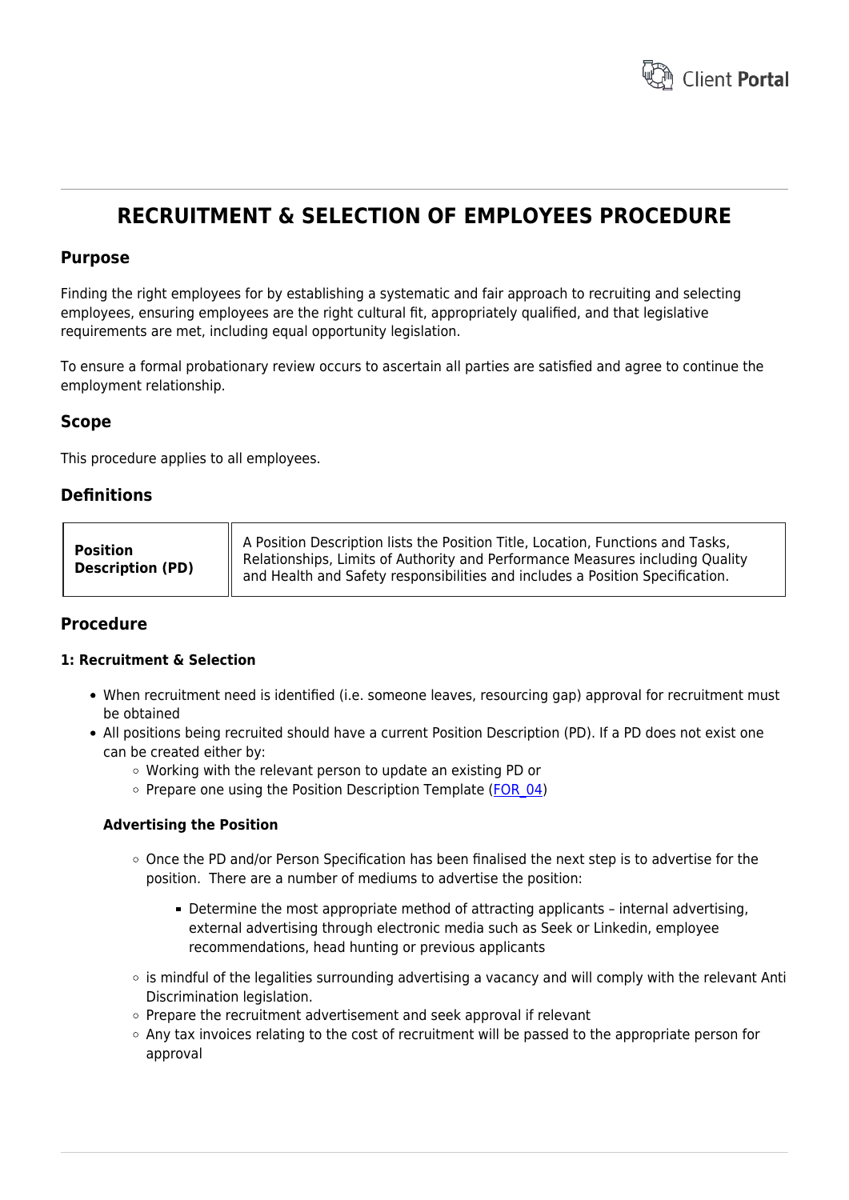# RECRUITMENT & SELECTION OF EMPLOYEES PROCEDURE

## Purpose

Finding the right employees for by establishing a systematic and fair approach to recruiting and selecting employees, ensuring employees are the right cultural fit, appropriately qualified, and that legislative requirements are met, including equal opportunity legislation.

To ensure a formal probationary review occurs to ascertain all parties are satisfied and agree to continue the employment relationship.

## Scope

This procedure applies to all employees.

## Definitions

| | |
|---|---|
| **Position Description (PD)** | A Position Description lists the Position Title, Location, Functions and Tasks, Relationships, Limits of Authority and Performance Measures including Quality and Health and Safety responsibilities and includes a Position Specification. |

## Procedure

#### 1: Recruitment & Selection

- When recruitment need is identified (i.e. someone leaves, resourcing gap) approval for recruitment must be obtained
- All positions being recruited should have a current Position Description (PD). If a PD does not exist one can be created either by:
  - Working with the relevant person to update an existing PD or
  - Prepare one using the Position Description Template (FOR_04)

**Advertising the Position**

- Once the PD and/or Person Specification has been finalised the next step is to advertise for the position. There are a number of mediums to advertise the position:
  - Determine the most appropriate method of attracting applicants – internal advertising, external advertising through electronic media such as Seek or Linkedin, employee recommendations, head hunting or previous applicants
- is mindful of the legalities surrounding advertising a vacancy and will comply with the relevant Anti Discrimination legislation.
- Prepare the recruitment advertisement and seek approval if relevant
- Any tax invoices relating to the cost of recruitment will be passed to the appropriate person for approval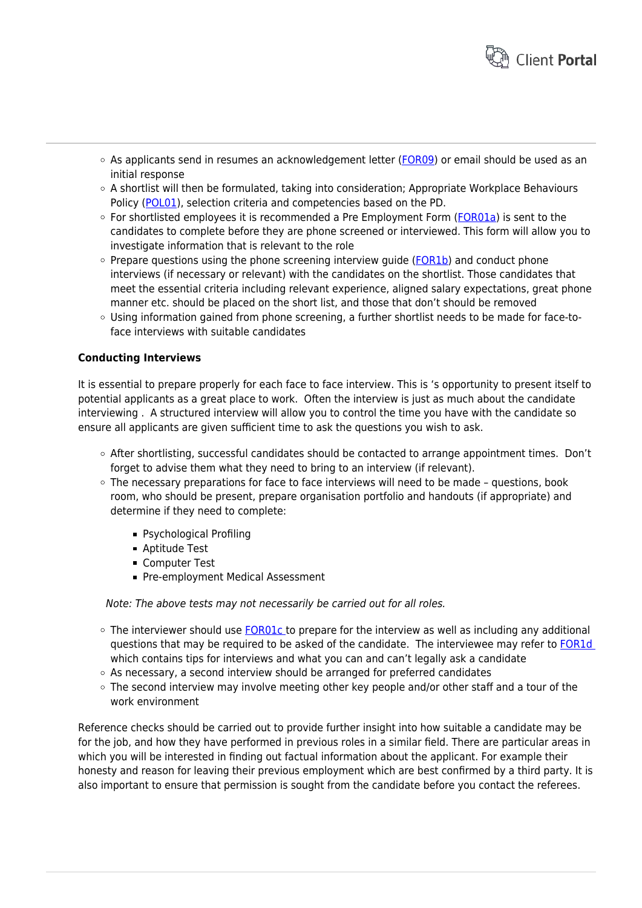- As applicants send in resumes an acknowledgement letter (FOR09) or email should be used as an initial response
- A shortlist will then be formulated, taking into consideration; Appropriate Workplace Behaviours Policy (POL01), selection criteria and competencies based on the PD.
- For shortlisted employees it is recommended a Pre Employment Form (FOR01a) is sent to the candidates to complete before they are phone screened or interviewed. This form will allow you to investigate information that is relevant to the role
- Prepare questions using the phone screening interview guide (FOR1b) and conduct phone interviews (if necessary or relevant) with the candidates on the shortlist. Those candidates that meet the essential criteria including relevant experience, aligned salary expectations, great phone manner etc. should be placed on the short list, and those that don't should be removed
- Using information gained from phone screening, a further shortlist needs to be made for face-to-face interviews with suitable candidates

**Conducting Interviews**

It is essential to prepare properly for each face to face interview. This is 's opportunity to present itself to potential applicants as a great place to work. Often the interview is just as much about the candidate interviewing . A structured interview will allow you to control the time you have with the candidate so ensure all applicants are given sufficient time to ask the questions you wish to ask.

- After shortlisting, successful candidates should be contacted to arrange appointment times. Don't forget to advise them what they need to bring to an interview (if relevant).
- The necessary preparations for face to face interviews will need to be made – questions, book room, who should be present, prepare organisation portfolio and handouts (if appropriate) and determine if they need to complete:
  - Psychological Profiling
  - Aptitude Test
  - Computer Test
  - Pre-employment Medical Assessment

*Note: The above tests may not necessarily be carried out for all roles.*

- The interviewer should use FOR01c to prepare for the interview as well as including any additional questions that may be required to be asked of the candidate. The interviewee may refer to FOR1d which contains tips for interviews and what you can and can't legally ask a candidate
- As necessary, a second interview should be arranged for preferred candidates
- The second interview may involve meeting other key people and/or other staff and a tour of the work environment

Reference checks should be carried out to provide further insight into how suitable a candidate may be for the job, and how they have performed in previous roles in a similar field. There are particular areas in which you will be interested in finding out factual information about the applicant. For example their honesty and reason for leaving their previous employment which are best confirmed by a third party. It is also important to ensure that permission is sought from the candidate before you contact the referees.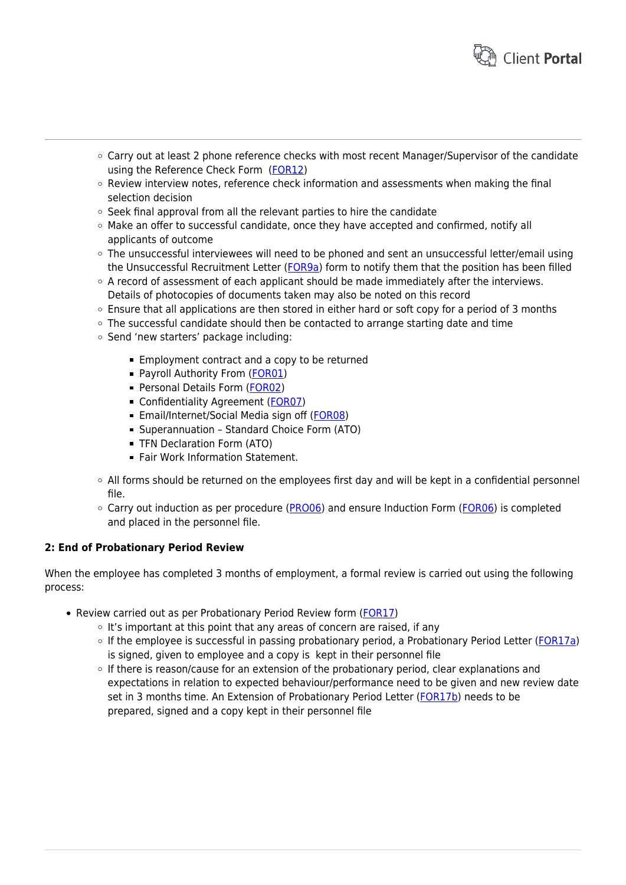- Carry out at least 2 phone reference checks with most recent Manager/Supervisor of the candidate using the Reference Check Form  (FOR12)
- Review interview notes, reference check information and assessments when making the final selection decision
- Seek final approval from all the relevant parties to hire the candidate
- Make an offer to successful candidate, once they have accepted and confirmed, notify all applicants of outcome
- The unsuccessful interviewees will need to be phoned and sent an unsuccessful letter/email using the Unsuccessful Recruitment Letter (FOR9a) form to notify them that the position has been filled
- A record of assessment of each applicant should be made immediately after the interviews. Details of photocopies of documents taken may also be noted on this record
- Ensure that all applications are then stored in either hard or soft copy for a period of 3 months
- The successful candidate should then be contacted to arrange starting date and time
- Send 'new starters' package including:
  - Employment contract and a copy to be returned
  - Payroll Authority From (FOR01)
  - Personal Details Form (FOR02)
  - Confidentiality Agreement (FOR07)
  - Email/Internet/Social Media sign off (FOR08)
  - Superannuation – Standard Choice Form (ATO)
  - TFN Declaration Form (ATO)
  - Fair Work Information Statement.
- All forms should be returned on the employees first day and will be kept in a confidential personnel file.
- Carry out induction as per procedure (PRO06) and ensure Induction Form (FOR06) is completed and placed in the personnel file.

**2: End of Probationary Period Review**

When the employee has completed 3 months of employment, a formal review is carried out using the following process:

- Review carried out as per Probationary Period Review form (FOR17)
  - It's important at this point that any areas of concern are raised, if any
  - If the employee is successful in passing probationary period, a Probationary Period Letter (FOR17a) is signed, given to employee and a copy is  kept in their personnel file
  - If there is reason/cause for an extension of the probationary period, clear explanations and expectations in relation to expected behaviour/performance need to be given and new review date set in 3 months time. An Extension of Probationary Period Letter (FOR17b) needs to be prepared, signed and a copy kept in their personnel file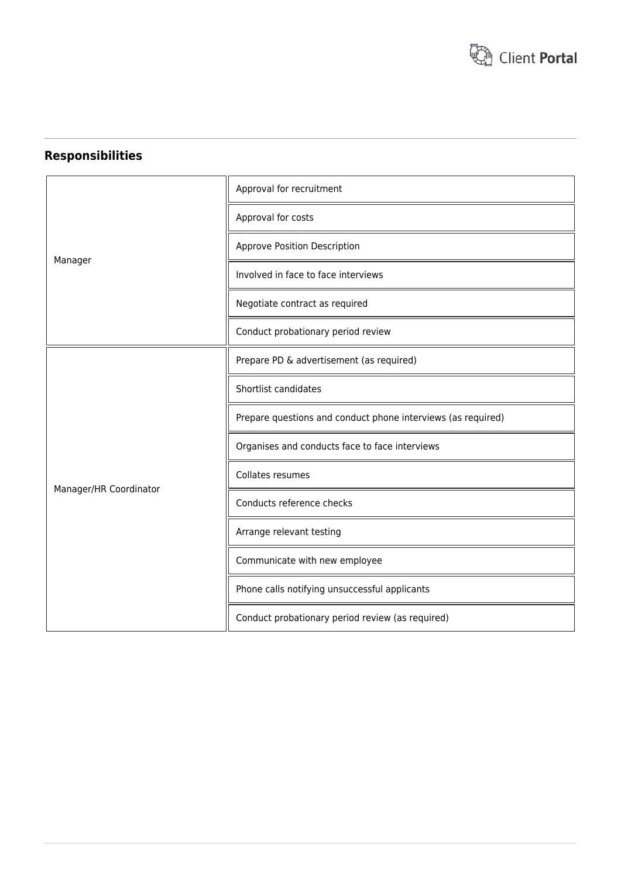## Responsibilities

| Role | Responsibility |
| --- | --- |
| Manager | Approval for recruitment |
| | Approval for costs |
| | Approve Position Description |
| | Involved in face to face interviews |
| | Negotiate contract as required |
| | Conduct probationary period review |
| Manager/HR Coordinator | Prepare PD & advertisement (as required) |
| | Shortlist candidates |
| | Prepare questions and conduct phone interviews (as required) |
| | Organises and conducts face to face interviews |
| | Collates resumes |
| | Conducts reference checks |
| | Arrange relevant testing |
| | Communicate with new employee |
| | Phone calls notifying unsuccessful applicants |
| | Conduct probationary period review (as required) |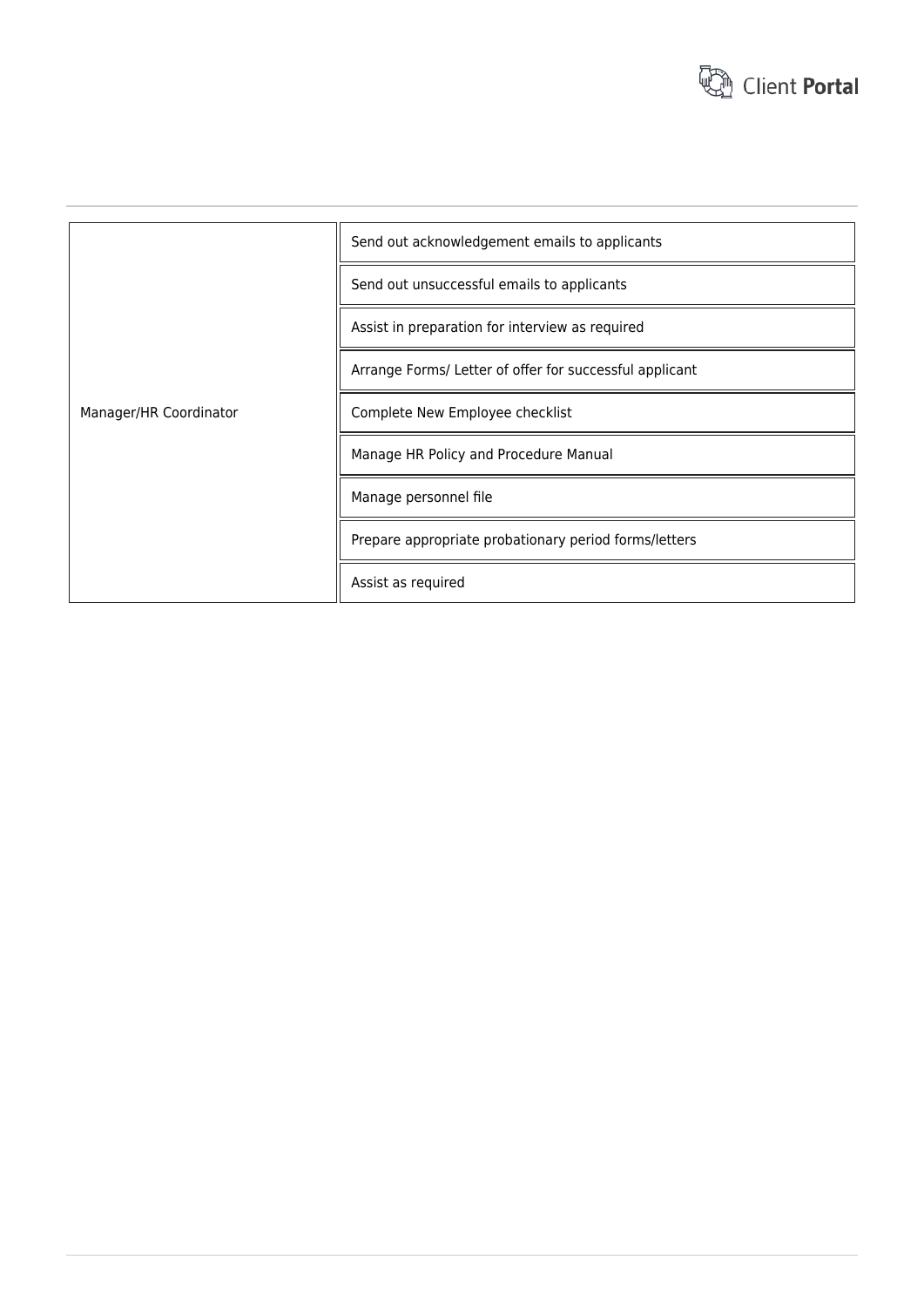| | |
|---|---|
| Manager/HR Coordinator | Send out acknowledgement emails to applicants |
| | Send out unsuccessful emails to applicants |
| | Assist in preparation for interview as required |
| | Arrange Forms/ Letter of offer for successful applicant |
| | Complete New Employee checklist |
| | Manage HR Policy and Procedure Manual |
| | Manage personnel file |
| | Prepare appropriate probationary period forms/letters |
| | Assist as required |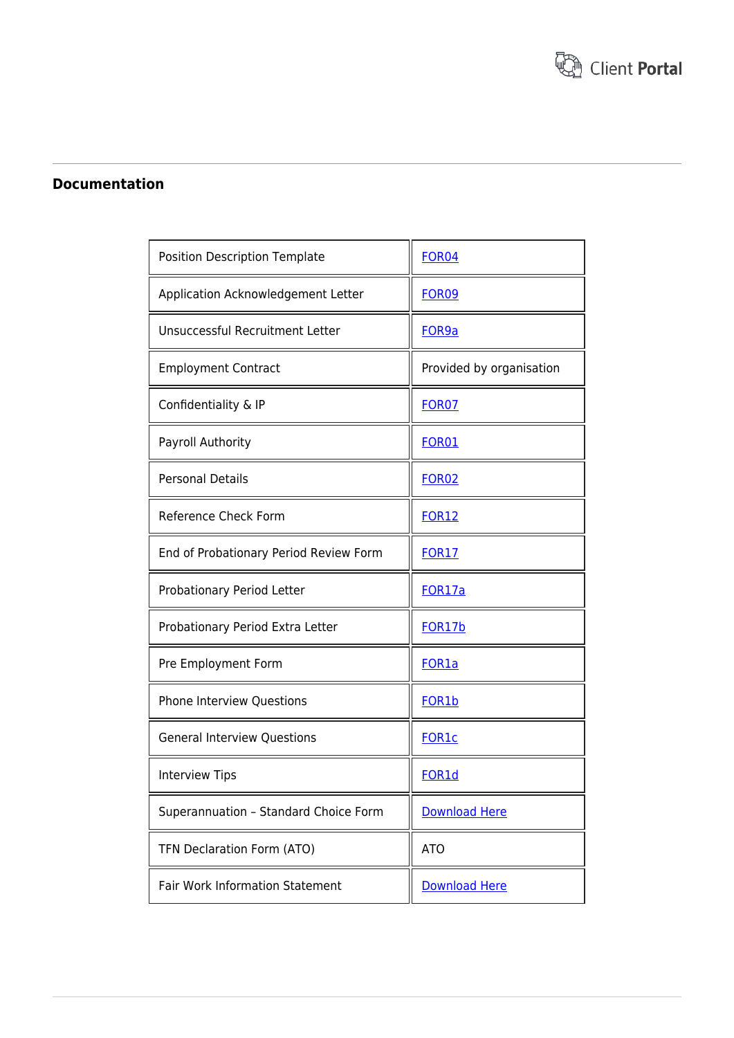## Documentation

| | |
|---|---|
| Position Description Template | FOR04 |
| Application Acknowledgement Letter | FOR09 |
| Unsuccessful Recruitment Letter | FOR9a |
| Employment Contract | Provided by organisation |
| Confidentiality & IP | FOR07 |
| Payroll Authority | FOR01 |
| Personal Details | FOR02 |
| Reference Check Form | FOR12 |
| End of Probationary Period Review Form | FOR17 |
| Probationary Period Letter | FOR17a |
| Probationary Period Extra Letter | FOR17b |
| Pre Employment Form | FOR1a |
| Phone Interview Questions | FOR1b |
| General Interview Questions | FOR1c |
| Interview Tips | FOR1d |
| Superannuation – Standard Choice Form | Download Here |
| TFN Declaration Form (ATO) | ATO |
| Fair Work Information Statement | Download Here |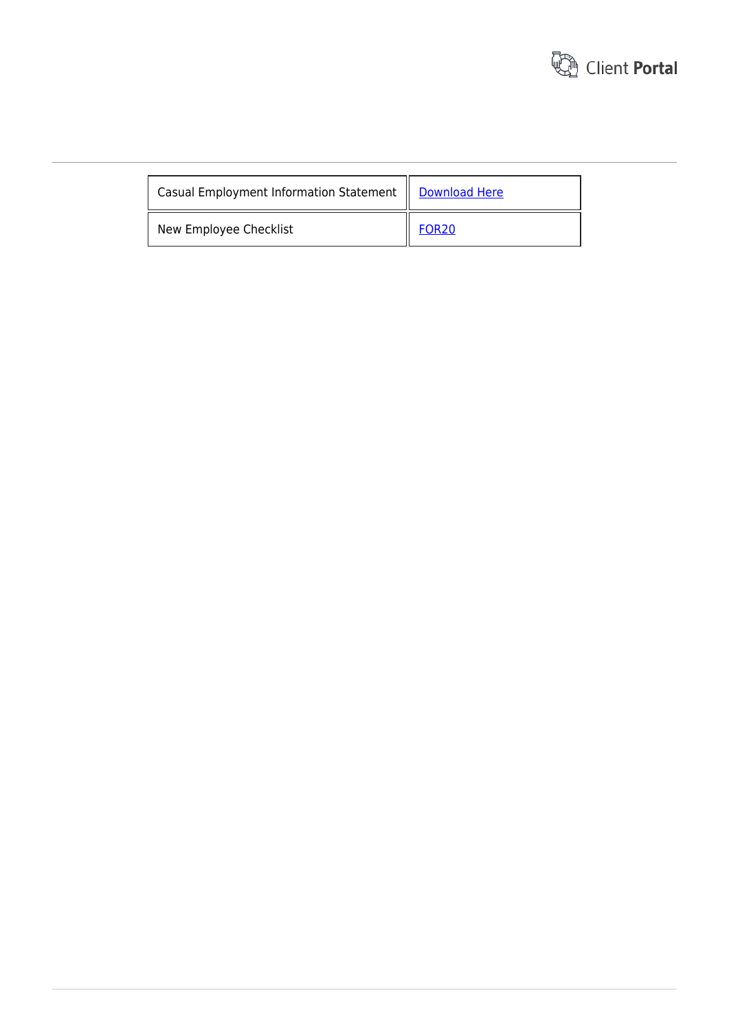| | |
|---|---|
| Casual Employment Information Statement | Download Here |
| New Employee Checklist | FOR20 |